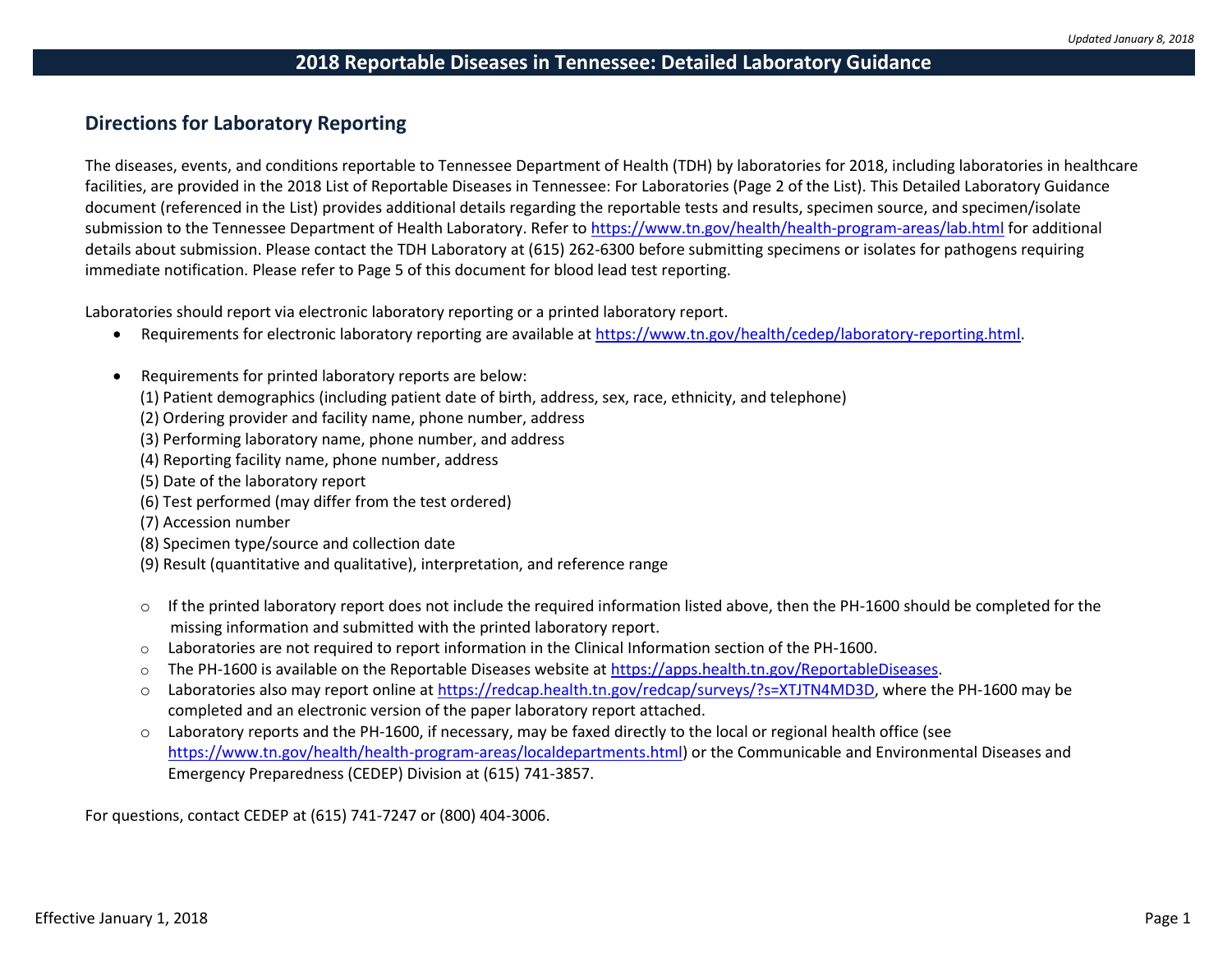# 2018 Reportable Diseases in Tennessee: Detailed Laboratory Guidance

## Directions for Laboratory Reporting

The diseases, events, and conditions reportable to Tennessee Department of Health (TDH) by laboratories for 2018, including laboratories in healthcare facilities, are provided in the 2018 List of Reportable Diseases in Tennessee: For Laboratories (Page 2 of the List). This Detailed Laboratory Guidance document (referenced in the List) provides additional details regarding the reportable tests and results, specimen source, and specimen/isolate submission to the Tennessee Department of Health Laboratory. Refer to https://www.tn.gov/health/health-program-areas/lab.html for additional details about submission. Please contact the TDH Laboratory at (615) 262-6300 before submitting specimens or isolates for pathogens requiring immediate notification. Please refer to Page 5 of this document for blood lead test reporting.

Laboratories should report via electronic laboratory reporting or a printed laboratory report.

- Requirements for electronic laboratory reporting are available at https://www.tn.gov/health/cedep/laboratory-reporting.html.
- Requirements for printed laboratory reports are below:
  (1) Patient demographics (including patient date of birth, address, sex, race, ethnicity, and telephone)
  (2) Ordering provider and facility name, phone number, address
  (3) Performing laboratory name, phone number, and address
  (4) Reporting facility name, phone number, address
  (5) Date of the laboratory report
  (6) Test performed (may differ from the test ordered)
  (7) Accession number
  (8) Specimen type/source and collection date
  (9) Result (quantitative and qualitative), interpretation, and reference range
  - If the printed laboratory report does not include the required information listed above, then the PH-1600 should be completed for the missing information and submitted with the printed laboratory report.
  - Laboratories are not required to report information in the Clinical Information section of the PH-1600.
  - The PH-1600 is available on the Reportable Diseases website at https://apps.health.tn.gov/ReportableDiseases.
  - Laboratories also may report online at https://redcap.health.tn.gov/redcap/surveys/?s=XTJTN4MD3D, where the PH-1600 may be completed and an electronic version of the paper laboratory report attached.
  - Laboratory reports and the PH-1600, if necessary, may be faxed directly to the local or regional health office (see https://www.tn.gov/health/health-program-areas/localdepartments.html) or the Communicable and Environmental Diseases and Emergency Preparedness (CEDEP) Division at (615) 741-3857.

For questions, contact CEDEP at (615) 741-7247 or (800) 404-3006.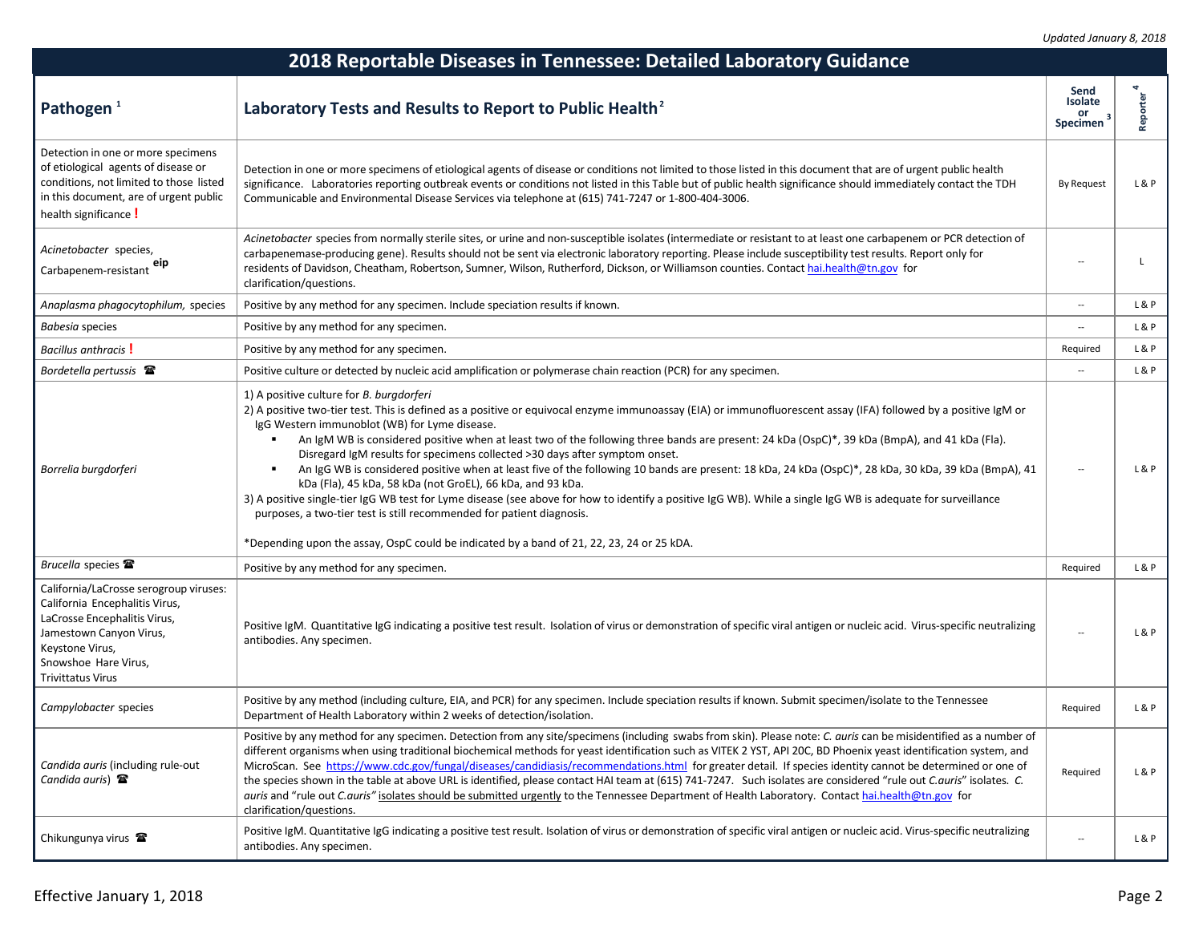# 2018 Reportable Diseases in Tennessee: Detailed Laboratory Guidance

| Pathogen [1] | Laboratory Tests and Results to Report to Public Health [2] | Send Isolate or Specimen [3] | Reporter [4] |
|---|---|---|---|
| Detection in one or more specimens of etiological agents of disease or conditions, not limited to those listed in this document, are of urgent public health significance **!** | Detection in one or more specimens of etiological agents of disease or conditions not limited to those listed in this document that are of urgent public health significance. Laboratories reporting outbreak events or conditions not listed in this Table but of public health significance should immediately contact the TDH Communicable and Environmental Disease Services via telephone at (615) 741-7247 or 1-800-404-3006. | By Request | L & P |
| *Acinetobacter* species, Carbapenem-resistant [eip] | *Acinetobacter* species from normally sterile sites, or urine and non-susceptible isolates (intermediate or resistant to at least one carbapenem or PCR detection of carbapenemase-producing gene). Results should not be sent via electronic laboratory reporting. Please include susceptibility test results. Report only for residents of Davidson, Cheatham, Robertson, Sumner, Wilson, Rutherford, Dickson, or Williamson counties. Contact hai.health@tn.gov for clarification/questions. | -- | L |
| *Anaplasma phagocytophilum,* species | Positive by any method for any specimen. Include speciation results if known. | -- | L & P |
| *Babesia* species | Positive by any method for any specimen. | -- | L & P |
| *Bacillus anthracis* **!** | Positive by any method for any specimen. | Required | L & P |
| *Bordetella pertussis* ☎ | Positive culture or detected by nucleic acid amplification or polymerase chain reaction (PCR) for any specimen. | -- | L & P |
| *Borrelia burgdorferi* | 1) A positive culture for *B. burgdorferi*<br>2) A positive two-tier test. This is defined as a positive or equivocal enzyme immunoassay (EIA) or immunofluorescent assay (IFA) followed by a positive IgM or IgG Western immunoblot (WB) for Lyme disease.<br>▪ An IgM WB is considered positive when at least two of the following three bands are present: 24 kDa (OspC)*, 39 kDa (BmpA), and 41 kDa (Fla). Disregard IgM results for specimens collected >30 days after symptom onset.<br>▪ An IgG WB is considered positive when at least five of the following 10 bands are present: 18 kDa, 24 kDa (OspC)*, 28 kDa, 30 kDa, 39 kDa (BmpA), 41 kDa (Fla), 45 kDa, 58 kDa (not GroEL), 66 kDa, and 93 kDa.<br>3) A positive single-tier IgG WB test for Lyme disease (see above for how to identify a positive IgG WB). While a single IgG WB is adequate for surveillance purposes, a two-tier test is still recommended for patient diagnosis.<br><br>*Depending upon the assay, OspC could be indicated by a band of 21, 22, 23, 24 or 25 kDA. | -- | L & P |
| *Brucella* species ☎ | Positive by any method for any specimen. | Required | L & P |
| California/LaCrosse serogroup viruses: California Encephalitis Virus, LaCrosse Encephalitis Virus, Jamestown Canyon Virus, Keystone Virus, Snowshoe Hare Virus, Trivittatus Virus | Positive IgM. Quantitative IgG indicating a positive test result. Isolation of virus or demonstration of specific viral antigen or nucleic acid. Virus-specific neutralizing antibodies. Any specimen. | -- | L & P |
| *Campylobacter* species | Positive by any method (including culture, EIA, and PCR) for any specimen. Include speciation results if known. Submit specimen/isolate to the Tennessee Department of Health Laboratory within 2 weeks of detection/isolation. | Required | L & P |
| *Candida auris* (including rule-out *Candida auris*) ☎ | Positive by any method for any specimen. Detection from any site/specimens (including swabs from skin). Please note: *C. auris* can be misidentified as a number of different organisms when using traditional biochemical methods for yeast identification such as VITEK 2 YST, API 20C, BD Phoenix yeast identification system, and MicroScan. See https://www.cdc.gov/fungal/diseases/candidiasis/recommendations.html for greater detail. If species identity cannot be determined or one of the species shown in the table at above URL is identified, please contact HAI team at (615) 741-7247. Such isolates are considered "rule out *C.auris*" isolates. *C. auris* and *"rule out C.auris"* isolates should be submitted urgently to the Tennessee Department of Health Laboratory. Contact hai.health@tn.gov for clarification/questions. | Required | L & P |
| Chikungunya virus ☎ | Positive IgM. Quantitative IgG indicating a positive test result. Isolation of virus or demonstration of specific viral antigen or nucleic acid. Virus-specific neutralizing antibodies. Any specimen. | -- | L & P |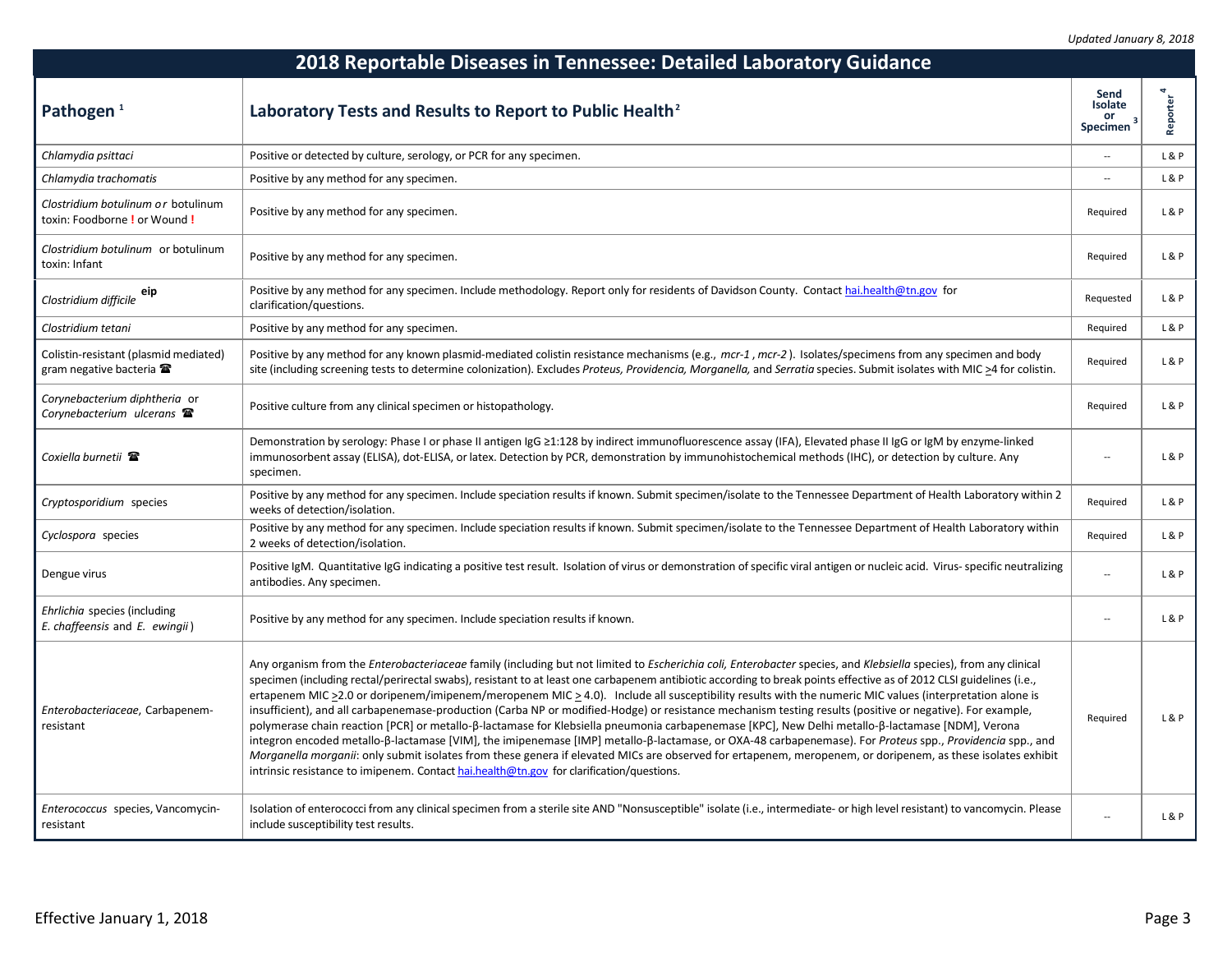*Updated January 8, 2018*

# 2018 Reportable Diseases in Tennessee: Detailed Laboratory Guidance

| Pathogen [1] | Laboratory Tests and Results to Report to Public Health [2] | Send Isolate or Specimen [3] | Reporter [4] |
|---|---|---|---|
| *Chlamydia psittaci* | Positive or detected by culture, serology, or PCR for any specimen. | -- | L & P |
| *Chlamydia trachomatis* | Positive by any method for any specimen. | -- | L & P |
| *Clostridium botulinum* or botulinum toxin: Foodborne **!** or Wound **!** | Positive by any method for any specimen. | Required | L & P |
| *Clostridium botulinum* or botulinum toxin: Infant | Positive by any method for any specimen. | Required | L & P |
| *Clostridium difficile* **eip** | Positive by any method for any specimen. Include methodology. Report only for residents of Davidson County. Contact hai.health@tn.gov for clarification/questions. | Requested | L & P |
| *Clostridium tetani* | Positive by any method for any specimen. | Required | L & P |
| Colistin-resistant (plasmid mediated) gram negative bacteria ☎ | Positive by any method for any known plasmid-mediated colistin resistance mechanisms (e.g., *mcr-1*, *mcr-2*). Isolates/specimens from any specimen and body site (including screening tests to determine colonization). Excludes *Proteus, Providencia, Morganella,* and *Serratia* species. Submit isolates with MIC ≥4 for colistin. | Required | L & P |
| *Corynebacterium diphtheria* or *Corynebacterium ulcerans* ☎ | Positive culture from any clinical specimen or histopathology. | Required | L & P |
| *Coxiella burnetii* ☎ | Demonstration by serology: Phase I or phase II antigen IgG ≥1:128 by indirect immunofluorescence assay (IFA), Elevated phase II IgG or IgM by enzyme-linked immunosorbent assay (ELISA), dot-ELISA, or latex. Detection by PCR, demonstration by immunohistochemical methods (IHC), or detection by culture. Any specimen. | -- | L & P |
| *Cryptosporidium* species | Positive by any method for any specimen. Include speciation results if known. Submit specimen/isolate to the Tennessee Department of Health Laboratory within 2 weeks of detection/isolation. | Required | L & P |
| *Cyclospora* species | Positive by any method for any specimen. Include speciation results if known. Submit specimen/isolate to the Tennessee Department of Health Laboratory within 2 weeks of detection/isolation. | Required | L & P |
| Dengue virus | Positive IgM. Quantitative IgG indicating a positive test result. Isolation of virus or demonstration of specific viral antigen or nucleic acid. Virus- specific neutralizing antibodies. Any specimen. | -- | L & P |
| *Ehrlichia* species (including *E. chaffeensis* and *E. ewingii*) | Positive by any method for any specimen. Include speciation results if known. | -- | L & P |
| *Enterobacteriaceae*, Carbapenem-resistant | Any organism from the *Enterobacteriaceae* family (including but not limited to *Escherichia coli, Enterobacter* species, and *Klebsiella* species), from any clinical specimen (including rectal/perirectal swabs), resistant to at least one carbapenem antibiotic according to break points effective as of 2012 CLSI guidelines (i.e., ertapenem MIC ≥2.0 or doripenem/imipenem/meropenem MIC ≥ 4.0). Include all susceptibility results with the numeric MIC values (interpretation alone is insufficient), and all carbapenemase-production (Carba NP or modified-Hodge) or resistance mechanism testing results (positive or negative). For example, polymerase chain reaction [PCR] or metallo-β-lactamase for Klebsiella pneumonia carbapenemase [KPC], New Delhi metallo-β-lactamase [NDM], Verona integron encoded metallo-β-lactamase [VIM], the imipenemase [IMP] metallo-β-lactamase, or OXA-48 carbapenemase). For *Proteus* spp., *Providencia* spp., and *Morganella morganii*: only submit isolates from these genera if elevated MICs are observed for ertapenem, meropenem, or doripenem, as these isolates exhibit intrinsic resistance to imipenem. Contact hai.health@tn.gov for clarification/questions. | Required | L & P |
| *Enterococcus* species, Vancomycin-resistant | Isolation of enterococci from any clinical specimen from a sterile site AND "Nonsusceptible" isolate (i.e., intermediate- or high level resistant) to vancomycin. Please include susceptibility test results. | -- | L & P |

Effective January 1, 2018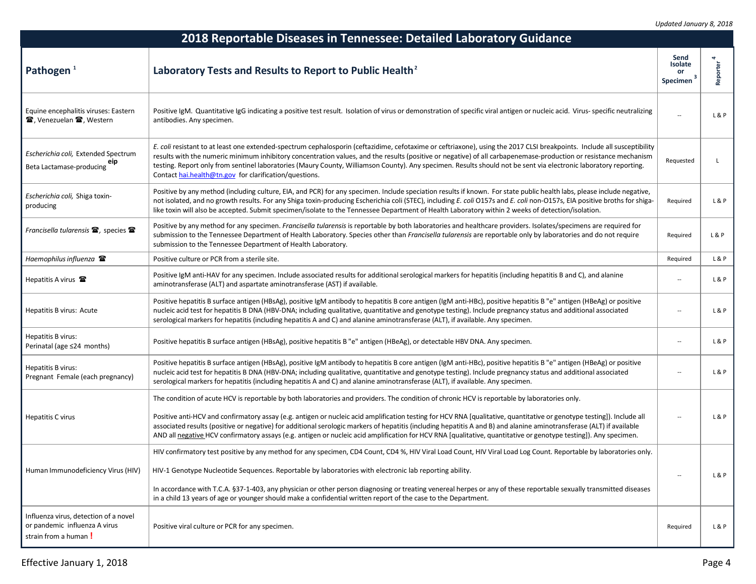Updated January 8, 2018

# 2018 Reportable Diseases in Tennessee: Detailed Laboratory Guidance

| Pathogen [1] | Laboratory Tests and Results to Report to Public Health [2] | Send Isolate or Specimen [3] | Reporter [4] |
|---|---|---|---|
| Equine encephalitis viruses: Eastern ☎, Venezuelan ☎, Western | Positive IgM. Quantitative IgG indicating a positive test result. Isolation of virus or demonstration of specific viral antigen or nucleic acid. Virus- specific neutralizing antibodies. Any specimen. | -- | L & P |
| *Escherichia coli,* Extended Spectrum Beta Lactamase-producing eip | *E. coli* resistant to at least one extended-spectrum cephalosporin (ceftazidime, cefotaxime or ceftriaxone), using the 2017 CLSI breakpoints. Include all susceptibility results with the numeric minimum inhibitory concentration values, and the results (positive or negative) of all carbapenemase-production or resistance mechanism testing. Report only from sentinel laboratories (Maury County, Williamson County). Any specimen. Results should not be sent via electronic laboratory reporting. Contact hai.health@tn.gov for clarification/questions. | Requested | L |
| *Escherichia coli,* Shiga toxin-producing | Positive by any method (including culture, EIA, and PCR) for any specimen. Include speciation results if known. For state public health labs, please include negative, not isolated, and no growth results. For any Shiga toxin-producing Escherichia coli (STEC), including *E. coli* O157s and *E. coli* non-O157s, EIA positive broths for shiga-like toxin will also be accepted. Submit specimen/isolate to the Tennessee Department of Health Laboratory within 2 weeks of detection/isolation. | Required | L & P |
| *Francisella tularensis* ☎, species ☎ | Positive by any method for any specimen. *Francisella tularensis* is reportable by both laboratories and healthcare providers. Isolates/specimens are required for submission to the Tennessee Department of Health Laboratory. Species other than *Francisella tularensis* are reportable only by laboratories and do not require submission to the Tennessee Department of Health Laboratory. | Required | L & P |
| *Haemophilus influenza* ☎ | Positive culture or PCR from a sterile site. | Required | L & P |
| Hepatitis A virus ☎ | Positive IgM anti-HAV for any specimen. Include associated results for additional serological markers for hepatitis (including hepatitis B and C), and alanine aminotransferase (ALT) and aspartate aminotransferase (AST) if available. | -- | L & P |
| Hepatitis B virus: Acute | Positive hepatitis B surface antigen (HBsAg), positive IgM antibody to hepatitis B core antigen (IgM anti-HBc), positive hepatitis B "e" antigen (HBeAg) or positive nucleic acid test for hepatitis B DNA (HBV-DNA; including qualitative, quantitative and genotype testing). Include pregnancy status and additional associated serological markers for hepatitis (including hepatitis A and C) and alanine aminotransferase (ALT), if available. Any specimen. | -- | L & P |
| Hepatitis B virus: Perinatal (age ≤24 months) | Positive hepatitis B surface antigen (HBsAg), positive hepatitis B "e" antigen (HBeAg), or detectable HBV DNA. Any specimen. | -- | L & P |
| Hepatitis B virus: Pregnant Female (each pregnancy) | Positive hepatitis B surface antigen (HBsAg), positive IgM antibody to hepatitis B core antigen (IgM anti-HBc), positive hepatitis B "e" antigen (HBeAg) or positive nucleic acid test for hepatitis B DNA (HBV-DNA; including qualitative, quantitative and genotype testing). Include pregnancy status and additional associated serological markers for hepatitis (including hepatitis A and C) and alanine aminotransferase (ALT), if available. Any specimen. | -- | L & P |
| Hepatitis C virus | The condition of acute HCV is reportable by both laboratories and providers. The condition of chronic HCV is reportable by laboratories only.<br><br>Positive anti-HCV and confirmatory assay (e.g. antigen or nucleic acid amplification testing for HCV RNA [qualitative, quantitative or genotype testing]). Include all associated results (positive or negative) for additional serologic markers of hepatitis (including hepatitis A and B) and alanine aminotransferase (ALT) if available AND all negative HCV confirmatory assays (e.g. antigen or nucleic acid amplification for HCV RNA [qualitative, quantitative or genotype testing]). Any specimen. | -- | L & P |
| Human Immunodeficiency Virus (HIV) | HIV confirmatory test positive by any method for any specimen, CD4 Count, CD4 %, HIV Viral Load Count, HIV Viral Load Log Count. Reportable by laboratories only.<br><br>HIV-1 Genotype Nucleotide Sequences. Reportable by laboratories with electronic lab reporting ability.<br><br>In accordance with T.C.A. §37-1-403, any physician or other person diagnosing or treating venereal herpes or any of these reportable sexually transmitted diseases in a child 13 years of age or younger should make a confidential written report of the case to the Department. | -- | L & P |
| Influenza virus, detection of a novel or pandemic influenza A virus strain from a human ! | Positive viral culture or PCR for any specimen. | Required | L & P |

Effective January 1, 2018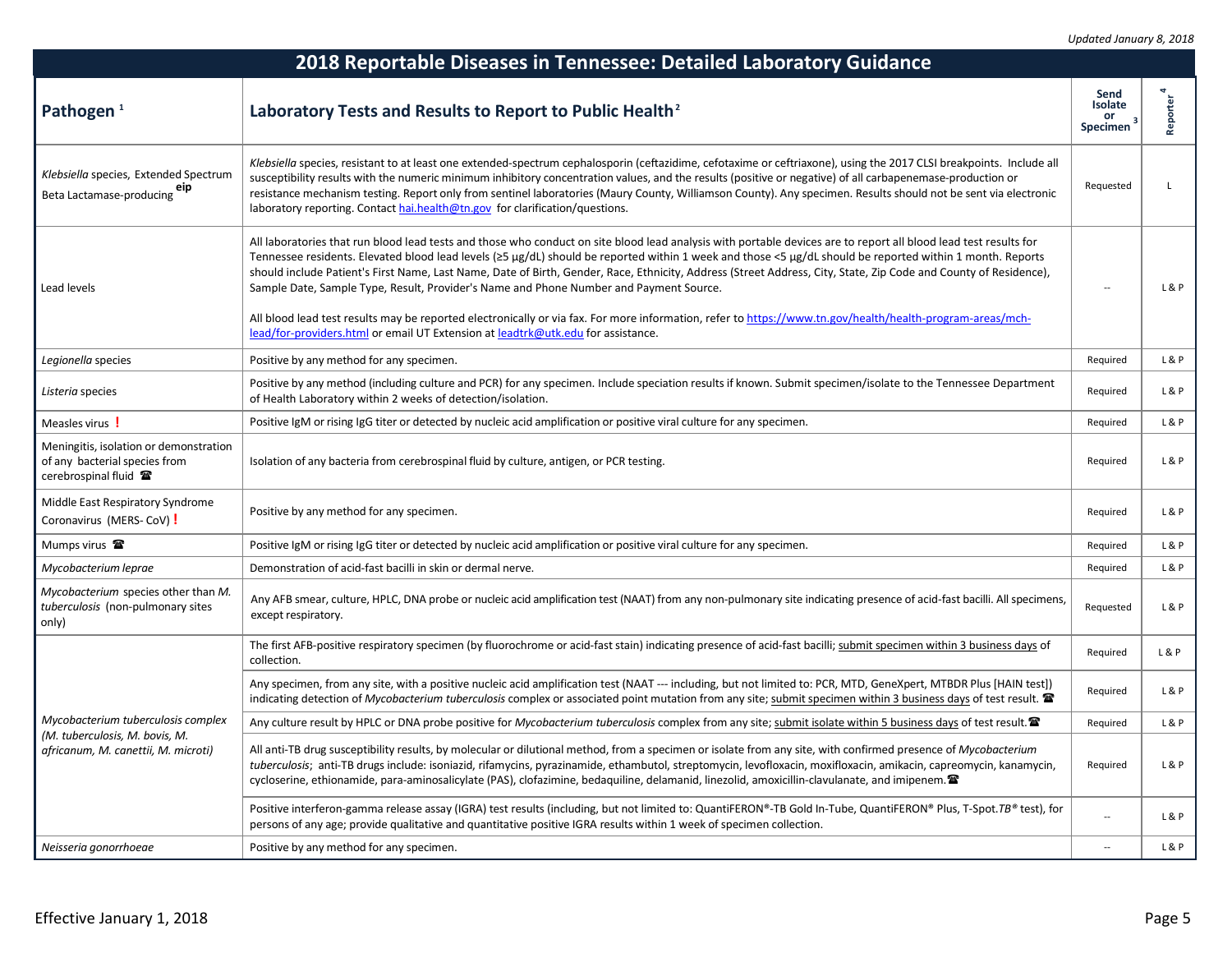*Updated January 8, 2018*

# 2018 Reportable Diseases in Tennessee: Detailed Laboratory Guidance

| Pathogen [1] | Laboratory Tests and Results to Report to Public Health [2] | Send Isolate or Specimen [3] | Reporter [4] |
|---|---|---|---|
| *Klebsiella* species, Extended Spectrum Beta Lactamase-producing [eip] | *Klebsiella* species, resistant to at least one extended-spectrum cephalosporin (ceftazidime, cefotaxime or ceftriaxone), using the 2017 CLSI breakpoints. Include all susceptibility results with the numeric minimum inhibitory concentration values, and the results (positive or negative) of all carbapenemase-production or resistance mechanism testing. Report only from sentinel laboratories (Maury County, Williamson County). Any specimen. Results should not be sent via electronic laboratory reporting. Contact hai.health@tn.gov for clarification/questions. | Requested | L |
| Lead levels | All laboratories that run blood lead tests and those who conduct on site blood lead analysis with portable devices are to report all blood lead test results for Tennessee residents. Elevated blood lead levels (≥5 µg/dL) should be reported within 1 week and those <5 µg/dL should be reported within 1 month. Reports should include Patient's First Name, Last Name, Date of Birth, Gender, Race, Ethnicity, Address (Street Address, City, State, Zip Code and County of Residence), Sample Date, Sample Type, Result, Provider's Name and Phone Number and Payment Source. <br><br> All blood lead test results may be reported electronically or via fax. For more information, refer to https://www.tn.gov/health/health-program-areas/mch-lead/for-providers.html or email UT Extension at leadtrk@utk.edu for assistance. | -- | L & P |
| *Legionella* species | Positive by any method for any specimen. | Required | L & P |
| *Listeria* species | Positive by any method (including culture and PCR) for any specimen. Include speciation results if known. Submit specimen/isolate to the Tennessee Department of Health Laboratory within 2 weeks of detection/isolation. | Required | L & P |
| Measles virus ! | Positive IgM or rising IgG titer or detected by nucleic acid amplification or positive viral culture for any specimen. | Required | L & P |
| Meningitis, isolation or demonstration of any bacterial species from cerebrospinal fluid ☎ | Isolation of any bacteria from cerebrospinal fluid by culture, antigen, or PCR testing. | Required | L & P |
| Middle East Respiratory Syndrome Coronavirus (MERS- CoV) ! | Positive by any method for any specimen. | Required | L & P |
| Mumps virus ☎ | Positive IgM or rising IgG titer or detected by nucleic acid amplification or positive viral culture for any specimen. | Required | L & P |
| *Mycobacterium leprae* | Demonstration of acid-fast bacilli in skin or dermal nerve. | Required | L & P |
| *Mycobacterium* species other than *M. tuberculosis* (non-pulmonary sites only) | Any AFB smear, culture, HPLC, DNA probe or nucleic acid amplification test (NAAT) from any non-pulmonary site indicating presence of acid-fast bacilli. All specimens, except respiratory. | Requested | L & P |
| *Mycobacterium tuberculosis complex (M. tuberculosis, M. bovis, M. africanum, M. canettii, M. microti)* | The first AFB-positive respiratory specimen (by fluorochrome or acid-fast stain) indicating presence of acid-fast bacilli; submit specimen within 3 business days of collection. | Required | L & P |
| | Any specimen, from any site, with a positive nucleic acid amplification test (NAAT --- including, but not limited to: PCR, MTD, GeneXpert, MTBDR Plus [HAIN test]) indicating detection of *Mycobacterium tuberculosis* complex or associated point mutation from any site; submit specimen within 3 business days of test result. ☎ | Required | L & P |
| | Any culture result by HPLC or DNA probe positive for *Mycobacterium tuberculosis* complex from any site; submit isolate within 5 business days of test result. ☎ | Required | L & P |
| | All anti-TB drug susceptibility results, by molecular or dilutional method, from a specimen or isolate from any site, with confirmed presence of *Mycobacterium tuberculosis*; anti-TB drugs include: isoniazid, rifamycins, pyrazinamide, ethambutol, streptomycin, levofloxacin, moxifloxacin, amikacin, capreomycin, kanamycin, cycloserine, ethionamide, para-aminosalicylate (PAS), clofazimine, bedaquiline, delamanid, linezolid, amoxicillin-clavulanate, and imipenem. ☎ | Required | L & P |
| | Positive interferon-gamma release assay (IGRA) test results (including, but not limited to: QuantiFERON®-TB Gold In-Tube, QuantiFERON® Plus, T-Spot.*TB*® test), for persons of any age; provide qualitative and quantitative positive IGRA results within 1 week of specimen collection. | -- | L & P |
| *Neisseria gonorrhoeae* | Positive by any method for any specimen. | -- | L & P |

Effective January 1, 2018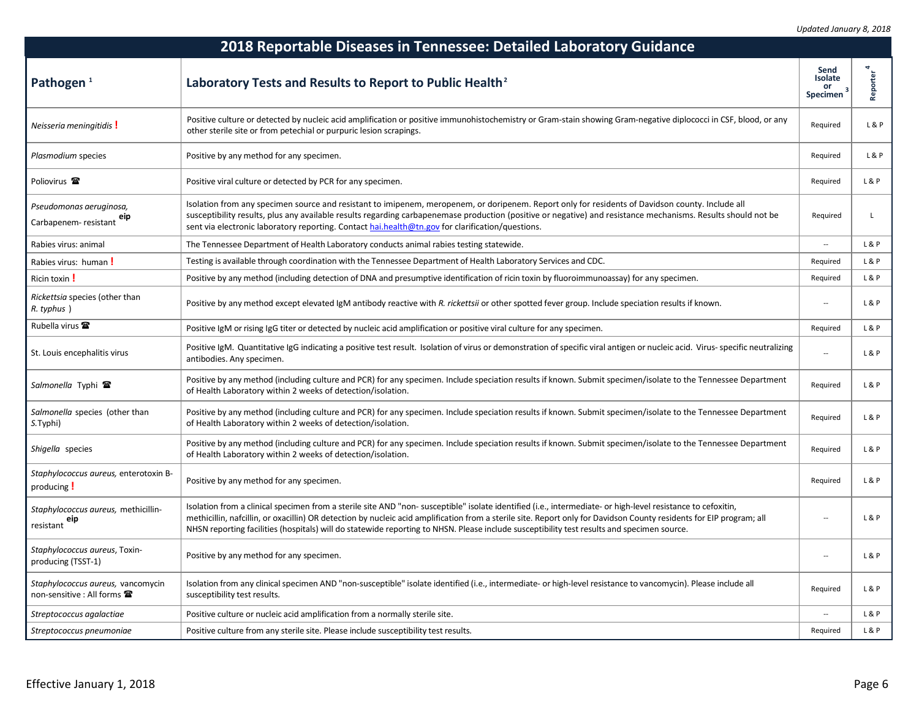Updated January 8, 2018

# 2018 Reportable Diseases in Tennessee: Detailed Laboratory Guidance

| Pathogen [1] | Laboratory Tests and Results to Report to Public Health [2] | Send Isolate or Specimen [3] | Reporter [4] |
|---|---|---|---|
| *Neisseria meningitidis* ! | Positive culture or detected by nucleic acid amplification or positive immunohistochemistry or Gram-stain showing Gram-negative diplococci in CSF, blood, or any other sterile site or from petechial or purpuric lesion scrapings. | Required | L & P |
| *Plasmodium* species | Positive by any method for any specimen. | Required | L & P |
| Poliovirus ☎ | Positive viral culture or detected by PCR for any specimen. | Required | L & P |
| *Pseudomonas aeruginosa*, Carbapenem- resistant eip | Isolation from any specimen source and resistant to imipenem, meropenem, or doripenem. Report only for residents of Davidson county. Include all susceptibility results, plus any available results regarding carbapenemase production (positive or negative) and resistance mechanisms. Results should not be sent via electronic laboratory reporting. Contact hai.health@tn.gov for clarification/questions. | Required | L |
| Rabies virus: animal | The Tennessee Department of Health Laboratory conducts animal rabies testing statewide. | -- | L & P |
| Rabies virus: human ! | Testing is available through coordination with the Tennessee Department of Health Laboratory Services and CDC. | Required | L & P |
| Ricin toxin ! | Positive by any method (including detection of DNA and presumptive identification of ricin toxin by fluoroimmunoassay) for any specimen. | Required | L & P |
| *Rickettsia* species (other than *R. typhus* ) | Positive by any method except elevated IgM antibody reactive with *R. rickettsii* or other spotted fever group. Include speciation results if known. | -- | L & P |
| Rubella virus ☎ | Positive IgM or rising IgG titer or detected by nucleic acid amplification or positive viral culture for any specimen. | Required | L & P |
| St. Louis encephalitis virus | Positive IgM. Quantitative IgG indicating a positive test result. Isolation of virus or demonstration of specific viral antigen or nucleic acid. Virus- specific neutralizing antibodies. Any specimen. | -- | L & P |
| *Salmonella* Typhi ☎ | Positive by any method (including culture and PCR) for any specimen. Include speciation results if known. Submit specimen/isolate to the Tennessee Department of Health Laboratory within 2 weeks of detection/isolation. | Required | L & P |
| *Salmonella* species (other than *S.*Typhi) | Positive by any method (including culture and PCR) for any specimen. Include speciation results if known. Submit specimen/isolate to the Tennessee Department of Health Laboratory within 2 weeks of detection/isolation. | Required | L & P |
| *Shigella* species | Positive by any method (including culture and PCR) for any specimen. Include speciation results if known. Submit specimen/isolate to the Tennessee Department of Health Laboratory within 2 weeks of detection/isolation. | Required | L & P |
| *Staphylococcus aureus,* enterotoxin B-producing ! | Positive by any method for any specimen. | Required | L & P |
| *Staphylococcus aureus,* methicillin-resistant eip | Isolation from a clinical specimen from a sterile site AND "non- susceptible" isolate identified (i.e., intermediate- or high-level resistance to cefoxitin, methicillin, nafcillin, or oxacillin) OR detection by nucleic acid amplification from a sterile site. Report only for Davidson County residents for EIP program; all NHSN reporting facilities (hospitals) will do statewide reporting to NHSN. Please include susceptibility test results and specimen source. | -- | L & P |
| *Staphylococcus aureus*, Toxin-producing (TSST-1) | Positive by any method for any specimen. | -- | L & P |
| *Staphylococcus aureus,* vancomycin non-sensitive : All forms ☎ | Isolation from any clinical specimen AND "non-susceptible" isolate identified (i.e., intermediate- or high-level resistance to vancomycin). Please include all susceptibility test results. | Required | L & P |
| *Streptococcus agalactiae* | Positive culture or nucleic acid amplification from a normally sterile site. | -- | L & P |
| *Streptococcus pneumoniae* | Positive culture from any sterile site. Please include susceptibility test results. | Required | L & P |

Effective January 1, 2018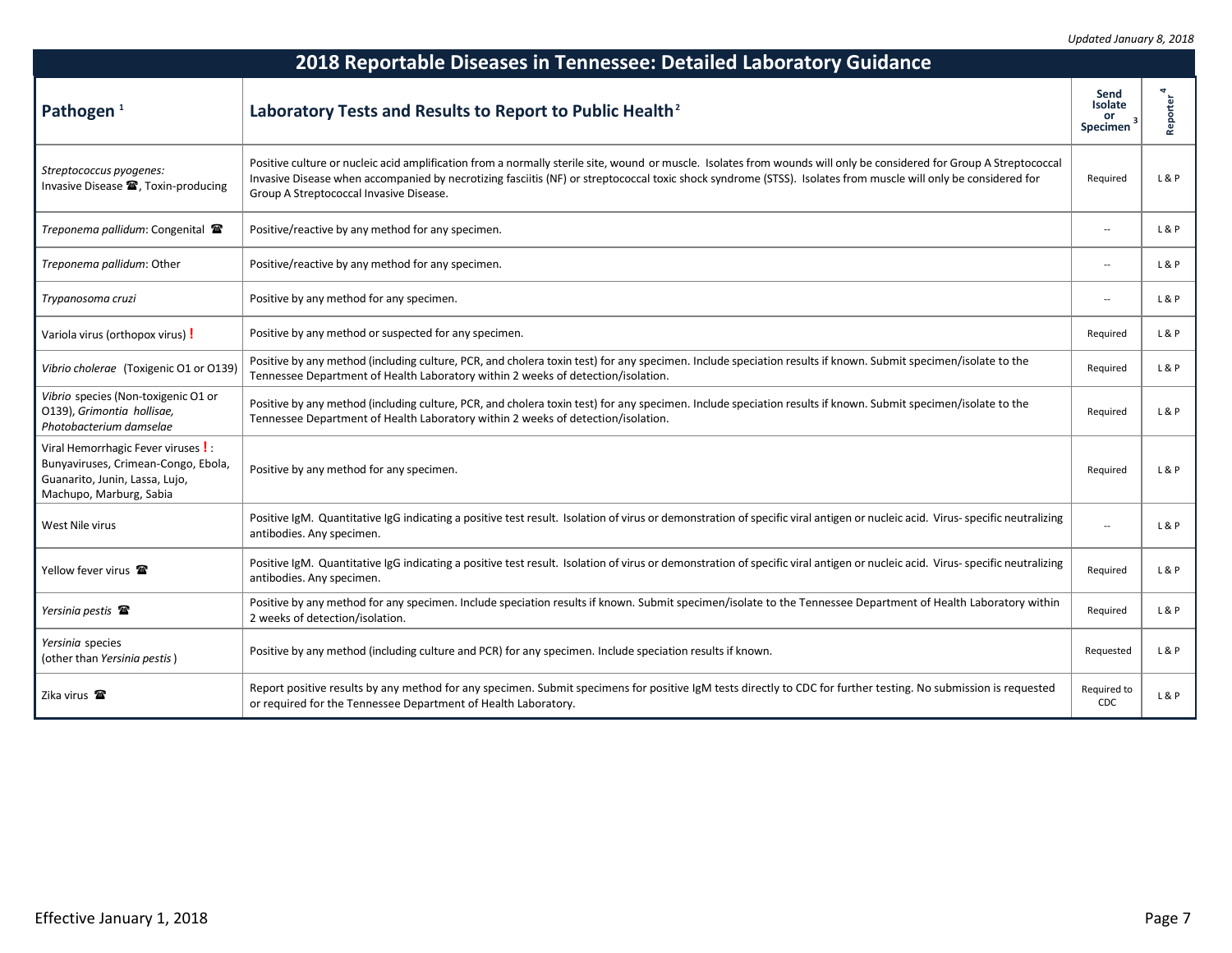*Updated January 8, 2018*

# 2018 Reportable Diseases in Tennessee: Detailed Laboratory Guidance

| Pathogen [1] | Laboratory Tests and Results to Report to Public Health [2] | Send Isolate or Specimen [3] | Reporter [4] |
|---|---|---|---|
| *Streptococcus pyogenes:* Invasive Disease ☎, Toxin-producing | Positive culture or nucleic acid amplification from a normally sterile site, wound or muscle. Isolates from wounds will only be considered for Group A Streptococcal Invasive Disease when accompanied by necrotizing fasciitis (NF) or streptococcal toxic shock syndrome (STSS). Isolates from muscle will only be considered for Group A Streptococcal Invasive Disease. | Required | L & P |
| *Treponema pallidum*: Congenital ☎ | Positive/reactive by any method for any specimen. | -- | L & P |
| *Treponema pallidum*: Other | Positive/reactive by any method for any specimen. | -- | L & P |
| *Trypanosoma cruzi* | Positive by any method for any specimen. | -- | L & P |
| Variola virus (orthopox virus) **!** | Positive by any method or suspected for any specimen. | Required | L & P |
| *Vibrio cholerae* (Toxigenic O1 or O139) | Positive by any method (including culture, PCR, and cholera toxin test) for any specimen. Include speciation results if known. Submit specimen/isolate to the Tennessee Department of Health Laboratory within 2 weeks of detection/isolation. | Required | L & P |
| *Vibrio* species (Non-toxigenic O1 or O139), *Grimontia hollisae, Photobacterium damselae* | Positive by any method (including culture, PCR, and cholera toxin test) for any specimen. Include speciation results if known. Submit specimen/isolate to the Tennessee Department of Health Laboratory within 2 weeks of detection/isolation. | Required | L & P |
| Viral Hemorrhagic Fever viruses **!**: Bunyaviruses, Crimean-Congo, Ebola, Guanarito, Junin, Lassa, Lujo, Machupo, Marburg, Sabia | Positive by any method for any specimen. | Required | L & P |
| West Nile virus | Positive IgM. Quantitative IgG indicating a positive test result. Isolation of virus or demonstration of specific viral antigen or nucleic acid. Virus- specific neutralizing antibodies. Any specimen. | -- | L & P |
| Yellow fever virus ☎ | Positive IgM. Quantitative IgG indicating a positive test result. Isolation of virus or demonstration of specific viral antigen or nucleic acid. Virus- specific neutralizing antibodies. Any specimen. | Required | L & P |
| *Yersinia pestis* ☎ | Positive by any method for any specimen. Include speciation results if known. Submit specimen/isolate to the Tennessee Department of Health Laboratory within 2 weeks of detection/isolation. | Required | L & P |
| *Yersinia* species (other than *Yersinia pestis*) | Positive by any method (including culture and PCR) for any specimen. Include speciation results if known. | Requested | L & P |
| Zika virus ☎ | Report positive results by any method for any specimen. Submit specimens for positive IgM tests directly to CDC for further testing. No submission is requested or required for the Tennessee Department of Health Laboratory. | Required to CDC | L & P |

Effective January 1, 2018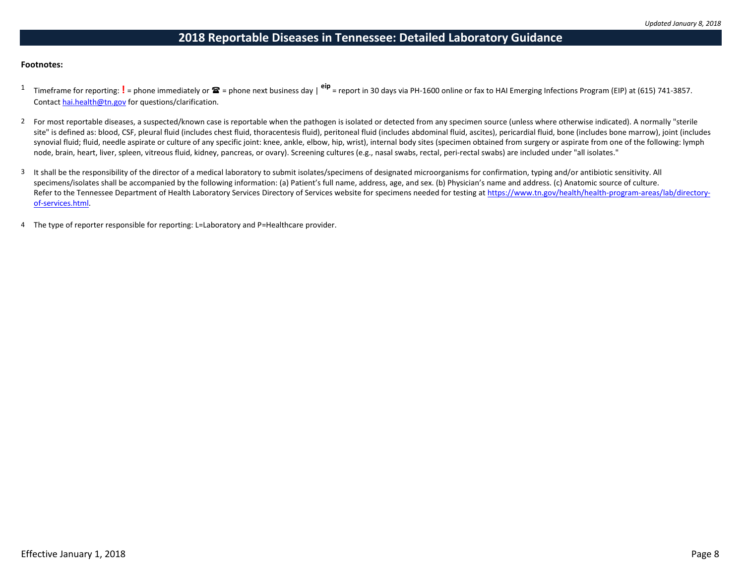# 2018 Reportable Diseases in Tennessee: Detailed Laboratory Guidance

**Footnotes:**

1 Timeframe for reporting: **!** = phone immediately or ☎ = phone next business day | **eip** = report in 30 days via PH-1600 online or fax to HAI Emerging Infections Program (EIP) at (615) 741-3857. Contact [hai.health@tn.gov](mailto:hai.health@tn.gov) for questions/clarification.

2 For most reportable diseases, a suspected/known case is reportable when the pathogen is isolated or detected from any specimen source (unless where otherwise indicated). A normally "sterile site" is defined as: blood, CSF, pleural fluid (includes chest fluid, thoracentesis fluid), peritoneal fluid (includes abdominal fluid, ascites), pericardial fluid, bone (includes bone marrow), joint (includes synovial fluid; fluid, needle aspirate or culture of any specific joint: knee, ankle, elbow, hip, wrist), internal body sites (specimen obtained from surgery or aspirate from one of the following: lymph node, brain, heart, liver, spleen, vitreous fluid, kidney, pancreas, or ovary). Screening cultures (e.g., nasal swabs, rectal, peri-rectal swabs) are included under "all isolates."

3 It shall be the responsibility of the director of a medical laboratory to submit isolates/specimens of designated microorganisms for confirmation, typing and/or antibiotic sensitivity. All specimens/isolates shall be accompanied by the following information: (a) Patient's full name, address, age, and sex. (b) Physician's name and address. (c) Anatomic source of culture. Refer to the Tennessee Department of Health Laboratory Services Directory of Services website for specimens needed for testing at [https://www.tn.gov/health/health-program-areas/lab/directory-of-services.html](https://www.tn.gov/health/health-program-areas/lab/directory-of-services.html).

4 The type of reporter responsible for reporting: L=Laboratory and P=Healthcare provider.